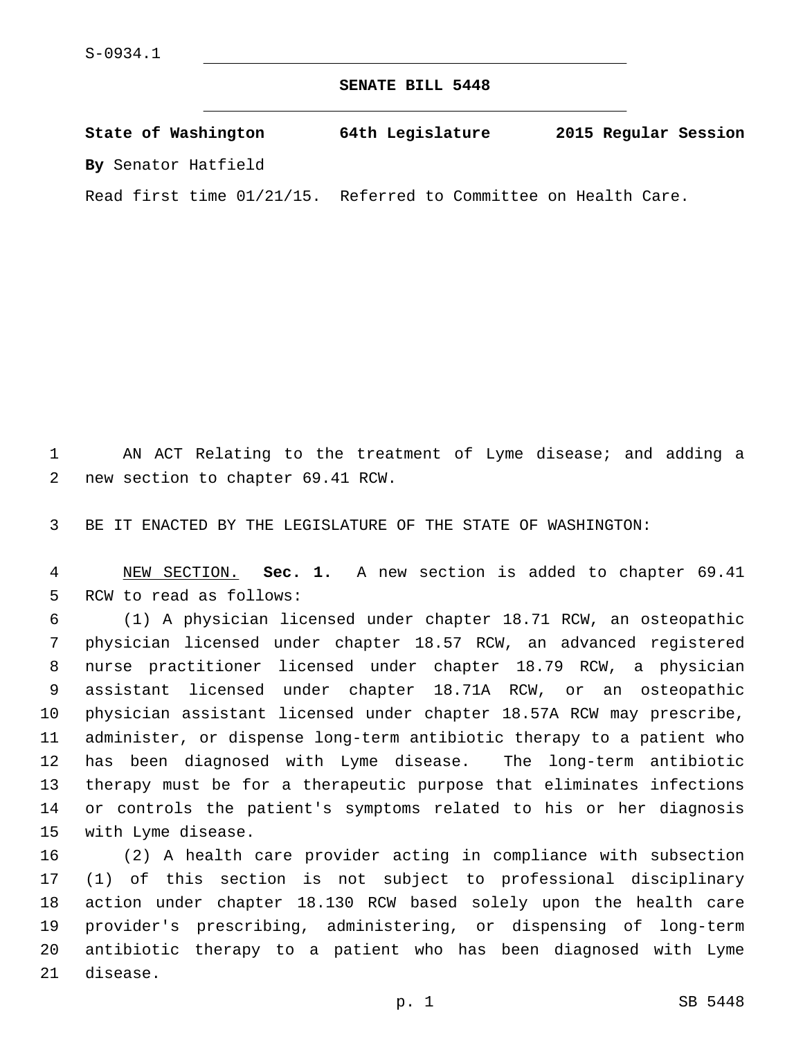S-0934.1

# SENATE BILL 5448

**State of Washington 64th Legislature 2015 Regular Session**

**By** Senator Hatfield

Read first time 01/21/15. Referred to Committee on Health Care.

AN ACT Relating to the treatment of Lyme disease; and adding a new section to chapter 69.41 RCW.

BE IT ENACTED BY THE LEGISLATURE OF THE STATE OF WASHINGTON:

NEW SECTION. **Sec. 1.** A new section is added to chapter 69.41 RCW to read as follows:

(1) A physician licensed under chapter 18.71 RCW, an osteopathic physician licensed under chapter 18.57 RCW, an advanced registered nurse practitioner licensed under chapter 18.79 RCW, a physician assistant licensed under chapter 18.71A RCW, or an osteopathic physician assistant licensed under chapter 18.57A RCW may prescribe, administer, or dispense long-term antibiotic therapy to a patient who has been diagnosed with Lyme disease. The long-term antibiotic therapy must be for a therapeutic purpose that eliminates infections or controls the patient's symptoms related to his or her diagnosis with Lyme disease.

(2) A health care provider acting in compliance with subsection (1) of this section is not subject to professional disciplinary action under chapter 18.130 RCW based solely upon the health care provider's prescribing, administering, or dispensing of long-term antibiotic therapy to a patient who has been diagnosed with Lyme disease.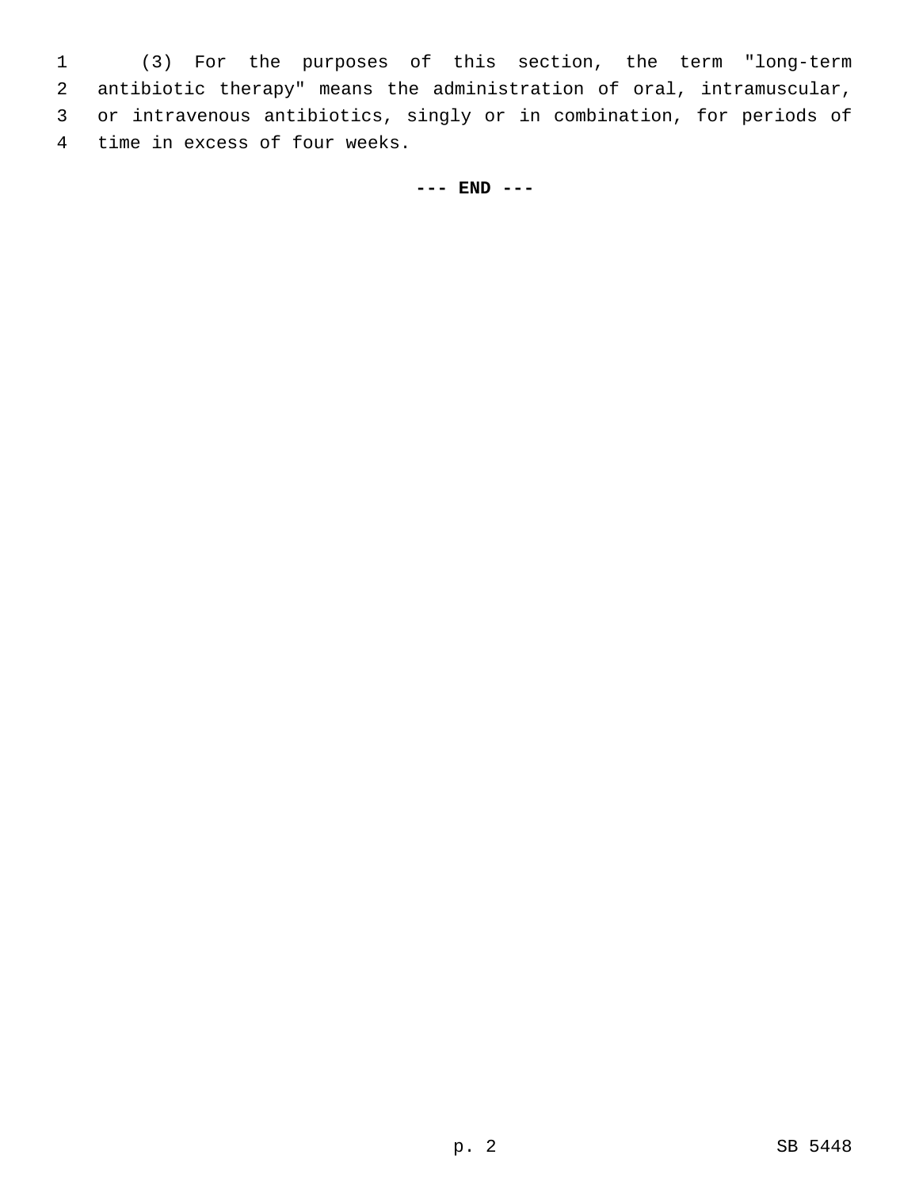(3) For the purposes of this section, the term "long-term antibiotic therapy" means the administration of oral, intramuscular, or intravenous antibiotics, singly or in combination, for periods of time in excess of four weeks.

**--- END ---**